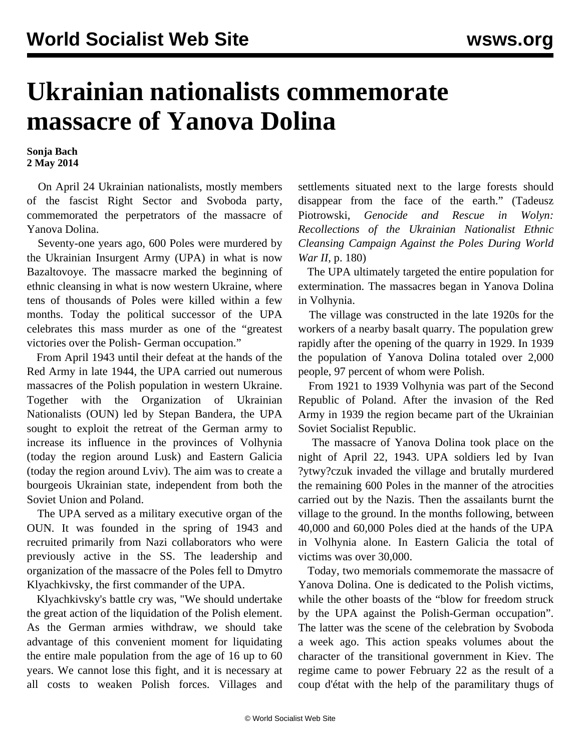# Ukrainian nationalists commemorate massacre of Yanova Dolina

**Sonja Bach**
**2 May 2014**

On April 24 Ukrainian nationalists, mostly members of the fascist Right Sector and Svoboda party, commemorated the perpetrators of the massacre of Yanova Dolina.

Seventy-one years ago, 600 Poles were murdered by the Ukrainian Insurgent Army (UPA) in what is now Bazaltovoye. The massacre marked the beginning of ethnic cleansing in what is now western Ukraine, where tens of thousands of Poles were killed within a few months. Today the political successor of the UPA celebrates this mass murder as one of the "greatest victories over the Polish- German occupation."

From April 1943 until their defeat at the hands of the Red Army in late 1944, the UPA carried out numerous massacres of the Polish population in western Ukraine. Together with the Organization of Ukrainian Nationalists (OUN) led by Stepan Bandera, the UPA sought to exploit the retreat of the German army to increase its influence in the provinces of Volhynia (today the region around Lusk) and Eastern Galicia (today the region around Lviv). The aim was to create a bourgeois Ukrainian state, independent from both the Soviet Union and Poland.

The UPA served as a military executive organ of the OUN. It was founded in the spring of 1943 and recruited primarily from Nazi collaborators who were previously active in the SS. The leadership and organization of the massacre of the Poles fell to Dmytro Klyachkivsky, the first commander of the UPA.

Klyachkivsky's battle cry was, "We should undertake the great action of the liquidation of the Polish element. As the German armies withdraw, we should take advantage of this convenient moment for liquidating the entire male population from the age of 16 up to 60 years. We cannot lose this fight, and it is necessary at all costs to weaken Polish forces. Villages and settlements situated next to the large forests should disappear from the face of the earth." (Tadeusz Piotrowski, *Genocide and Rescue in Wolyn: Recollections of the Ukrainian Nationalist Ethnic Cleansing Campaign Against the Poles During World War II*, p. 180)

The UPA ultimately targeted the entire population for extermination. The massacres began in Yanova Dolina in Volhynia.

The village was constructed in the late 1920s for the workers of a nearby basalt quarry. The population grew rapidly after the opening of the quarry in 1929. In 1939 the population of Yanova Dolina totaled over 2,000 people, 97 percent of whom were Polish.

From 1921 to 1939 Volhynia was part of the Second Republic of Poland. After the invasion of the Red Army in 1939 the region became part of the Ukrainian Soviet Socialist Republic.

The massacre of Yanova Dolina took place on the night of April 22, 1943. UPA soldiers led by Ivan ?ytwy?czuk invaded the village and brutally murdered the remaining 600 Poles in the manner of the atrocities carried out by the Nazis. Then the assailants burnt the village to the ground. In the months following, between 40,000 and 60,000 Poles died at the hands of the UPA in Volhynia alone. In Eastern Galicia the total of victims was over 30,000.

Today, two memorials commemorate the massacre of Yanova Dolina. One is dedicated to the Polish victims, while the other boasts of the "blow for freedom struck by the UPA against the Polish-German occupation". The latter was the scene of the celebration by Svoboda a week ago. This action speaks volumes about the character of the transitional government in Kiev. The regime came to power February 22 as the result of a coup d'état with the help of the paramilitary thugs of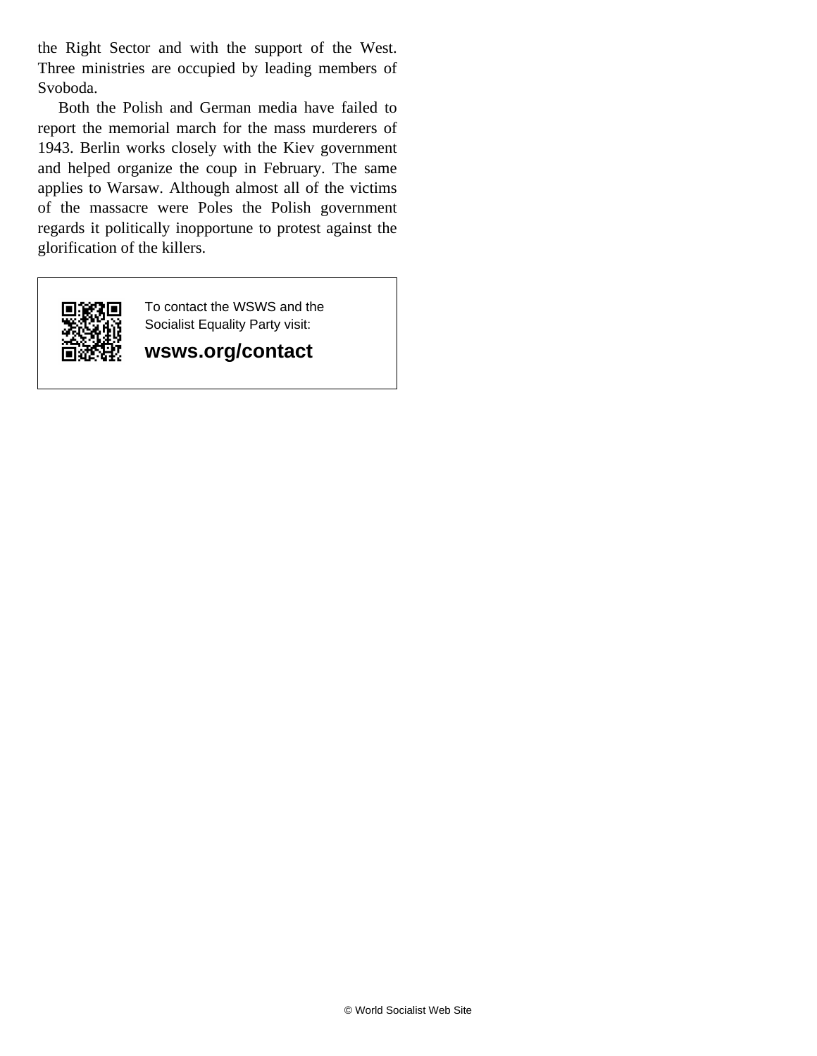the Right Sector and with the support of the West. Three ministries are occupied by leading members of Svoboda.

Both the Polish and German media have failed to report the memorial march for the mass murderers of 1943. Berlin works closely with the Kiev government and helped organize the coup in February. The same applies to Warsaw. Although almost all of the victims of the massacre were Poles the Polish government regards it politically inopportune to protest against the glorification of the killers.

To contact the WSWS and the Socialist Equality Party visit:

**wsws.org/contact**